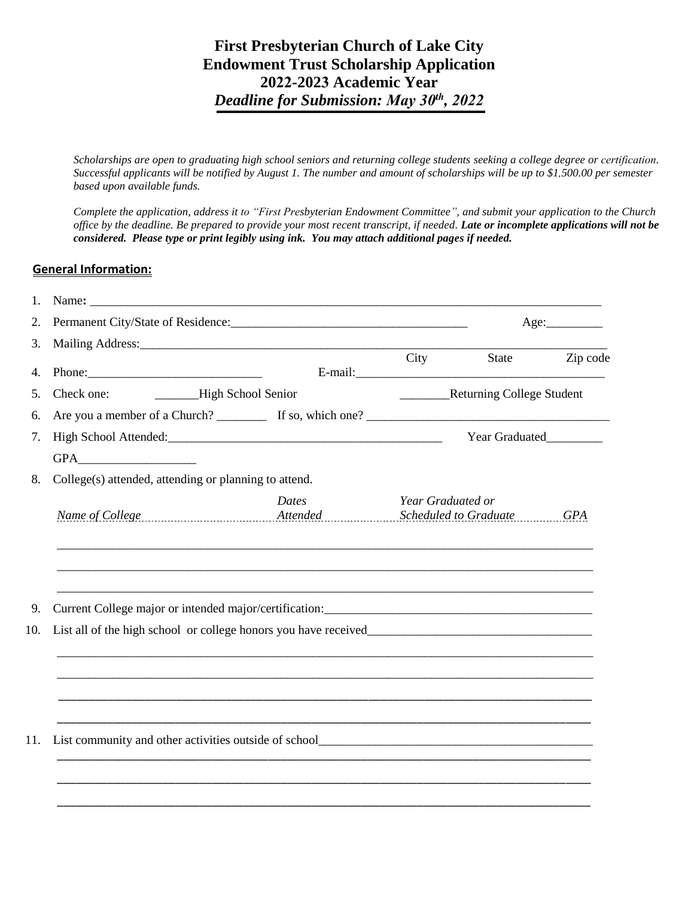# First Presbyterian Church of Lake City
# Endowment Trust Scholarship Application
# 2022-2023 Academic Year
## *Deadline for Submission: May 30th, 2022*

*Scholarships are open to graduating high school seniors and returning college students seeking a college degree or certification. Successful applicants will be notified by August 1. The number and amount of scholarships will be up to $1,500.00 per semester based upon available funds.*

*Complete the application, address it to "First Presbyterian Endowment Committee", and submit your application to the Church office by the deadline. Be prepared to provide your most recent transcript, if needed. **Late or incomplete applications will not be considered. Please type or print legibly using ink. You may attach additional pages if needed.***

**General Information:**

1. Name: ____________________________________________________________________________
2. Permanent City/State of Residence:_____________________________________ Age:_________
3. Mailing Address:__________________________________________________________________
   City State Zip code
4. Phone:____________________________ E-mail:________________________________________
5. Check one: _______High School Senior ________Returning College Student
6. Are you a member of a Church? ________ If so, which one? _____________________________________
7. High School Attended:___________________________________________ Year Graduated_________
   GPA___________________
8. College(s) attended, attending or planning to attend.

| *Name of College* | *Dates Attended* | *Year Graduated or Scheduled to Graduate* | *GPA* |
|---|---|---|---|
| | | | |
| | | | |
| | | | |

9. Current College major or intended major/certification:____________________________________________
10. List all of the high school or college honors you have received____________________________________
    ________________________________________________________________________________________
    ________________________________________________________________________________________
    ________________________________________________________________________________________
    ________________________________________________________________________________________
11. List community and other activities outside of school_____________________________________________
    ________________________________________________________________________________________
    ________________________________________________________________________________________
    ________________________________________________________________________________________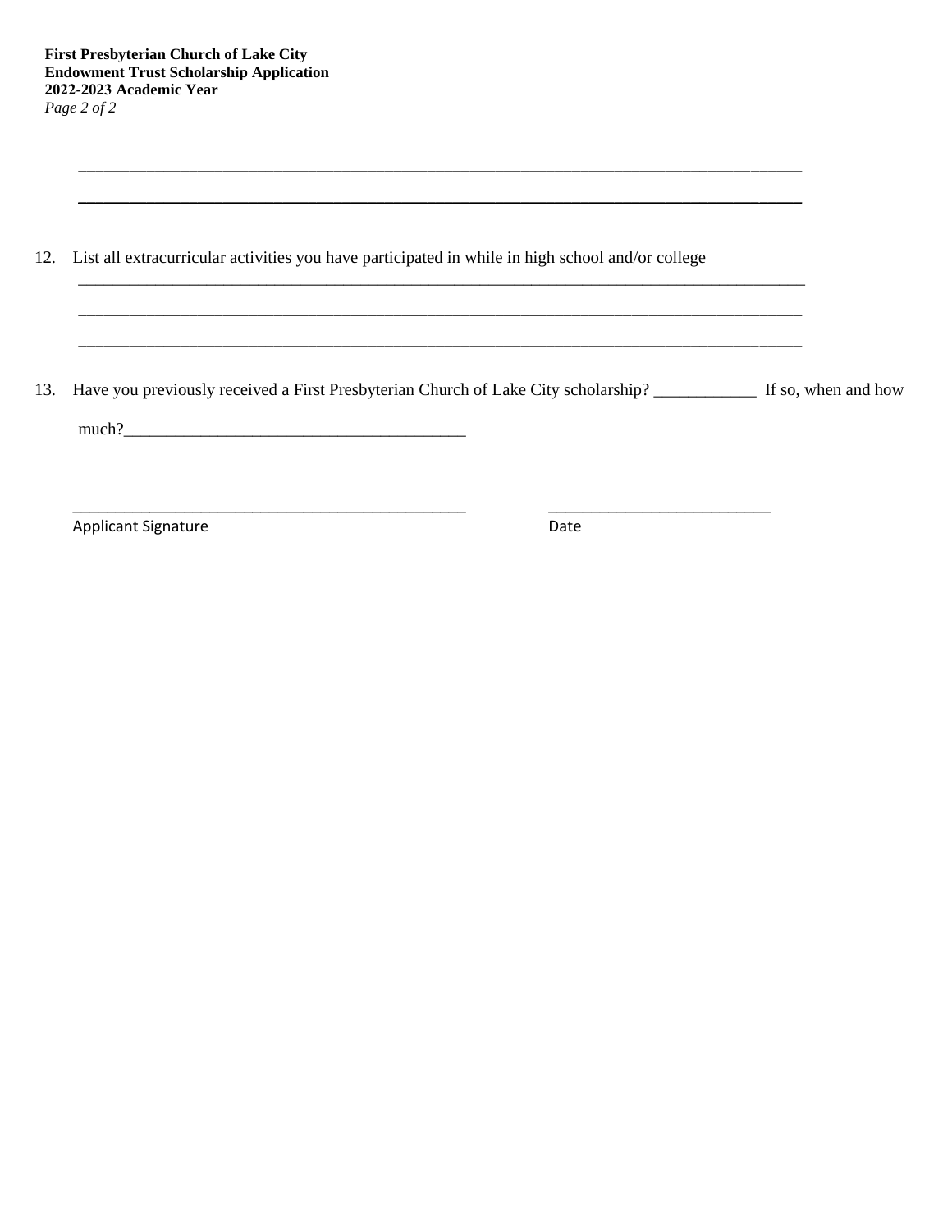________________________________________________________________________________________

________________________________________________________________________________________

12. List all extracurricular activities you have participated in while in high school and/or college

________________________________________________________________________________________

________________________________________________________________________________________

________________________________________________________________________________________

13. Have you previously received a First Presbyterian Church of Lake City scholarship? ____________ If so, when and how much?________________________________________

_______________________________________________ ___________________________

Applicant Signature Date